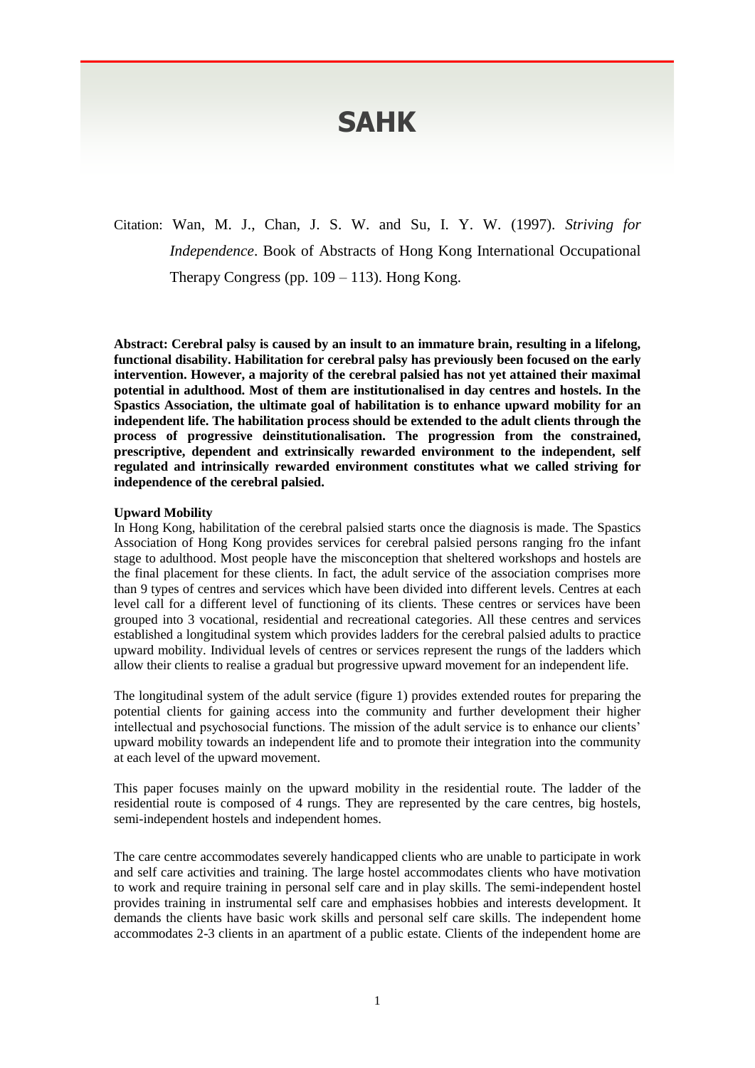# SAHK

Citation: Wan, M. J., Chan, J. S. W. and Su, I. Y. W. (1997). *Striving for Independence*. Book of Abstracts of Hong Kong International Occupational Therapy Congress (pp. 109 – 113). Hong Kong.

**Abstract: Cerebral palsy is caused by an insult to an immature brain, resulting in a lifelong, functional disability. Habilitation for cerebral palsy has previously been focused on the early intervention. However, a majority of the cerebral palsied has not yet attained their maximal potential in adulthood. Most of them are institutionalised in day centres and hostels. In the Spastics Association, the ultimate goal of habilitation is to enhance upward mobility for an independent life. The habilitation process should be extended to the adult clients through the process of progressive deinstitutionalisation. The progression from the constrained, prescriptive, dependent and extrinsically rewarded environment to the independent, self regulated and intrinsically rewarded environment constitutes what we called striving for independence of the cerebral palsied.**

**Upward Mobility**

In Hong Kong, habilitation of the cerebral palsied starts once the diagnosis is made. The Spastics Association of Hong Kong provides services for cerebral palsied persons ranging fro the infant stage to adulthood. Most people have the misconception that sheltered workshops and hostels are the final placement for these clients. In fact, the adult service of the association comprises more than 9 types of centres and services which have been divided into different levels. Centres at each level call for a different level of functioning of its clients. These centres or services have been grouped into 3 vocational, residential and recreational categories. All these centres and services established a longitudinal system which provides ladders for the cerebral palsied adults to practice upward mobility. Individual levels of centres or services represent the rungs of the ladders which allow their clients to realise a gradual but progressive upward movement for an independent life.

The longitudinal system of the adult service (figure 1) provides extended routes for preparing the potential clients for gaining access into the community and further development their higher intellectual and psychosocial functions. The mission of the adult service is to enhance our clients' upward mobility towards an independent life and to promote their integration into the community at each level of the upward movement.

This paper focuses mainly on the upward mobility in the residential route. The ladder of the residential route is composed of 4 rungs. They are represented by the care centres, big hostels, semi-independent hostels and independent homes.

The care centre accommodates severely handicapped clients who are unable to participate in work and self care activities and training. The large hostel accommodates clients who have motivation to work and require training in personal self care and in play skills. The semi-independent hostel provides training in instrumental self care and emphasises hobbies and interests development. It demands the clients have basic work skills and personal self care skills. The independent home accommodates 2-3 clients in an apartment of a public estate. Clients of the independent home are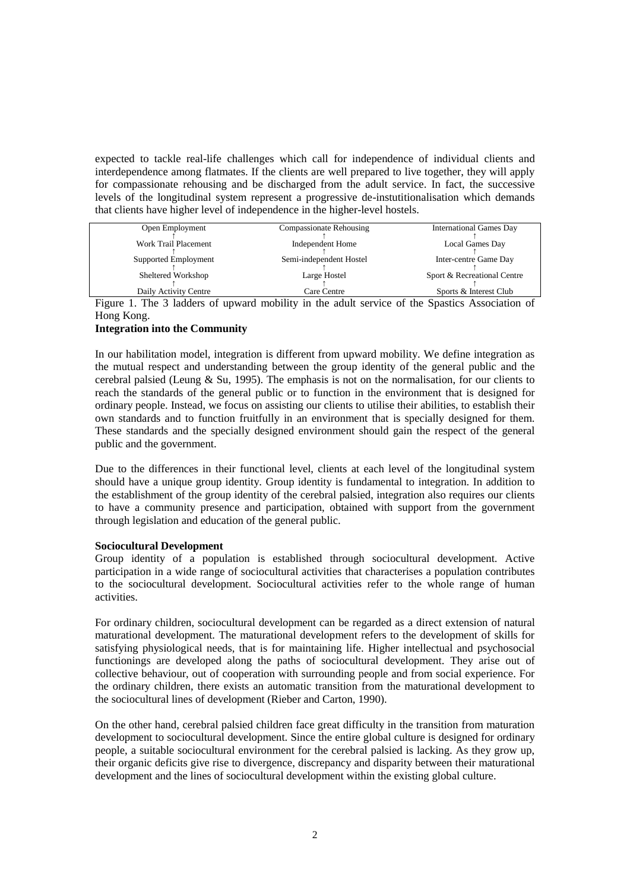expected to tackle real-life challenges which call for independence of individual clients and interdependence among flatmates. If the clients are well prepared to live together, they will apply for compassionate rehousing and be discharged from the adult service. In fact, the successive levels of the longitudinal system represent a progressive de-institutionalisation which demands that clients have higher level of independence in the higher-level hostels.

| | | |
|---|---|---|
| Open Employment | Compassionate Rehousing | International Games Day |
| ↑ | ↑ | ↑ |
| Work Trail Placement | Independent Home | Local Games Day |
| ↑ | ↑ | ↑ |
| Supported Employment | Semi-independent Hostel | Inter-centre Game Day |
| ↑ | ↑ | ↑ |
| Sheltered Workshop | Large Hostel | Sport & Recreational Centre |
| ↑ | ↑ | ↑ |
| Daily Activity Centre | Care Centre | Sports & Interest Club |

Figure 1. The 3 ladders of upward mobility in the adult service of the Spastics Association of Hong Kong.

**Integration into the Community**

In our habilitation model, integration is different from upward mobility. We define integration as the mutual respect and understanding between the group identity of the general public and the cerebral palsied (Leung & Su, 1995). The emphasis is not on the normalisation, for our clients to reach the standards of the general public or to function in the environment that is designed for ordinary people. Instead, we focus on assisting our clients to utilise their abilities, to establish their own standards and to function fruitfully in an environment that is specially designed for them. These standards and the specially designed environment should gain the respect of the general public and the government.

Due to the differences in their functional level, clients at each level of the longitudinal system should have a unique group identity. Group identity is fundamental to integration. In addition to the establishment of the group identity of the cerebral palsied, integration also requires our clients to have a community presence and participation, obtained with support from the government through legislation and education of the general public.

**Sociocultural Development**

Group identity of a population is established through sociocultural development. Active participation in a wide range of sociocultural activities that characterises a population contributes to the sociocultural development. Sociocultural activities refer to the whole range of human activities.

For ordinary children, sociocultural development can be regarded as a direct extension of natural maturational development. The maturational development refers to the development of skills for satisfying physiological needs, that is for maintaining life. Higher intellectual and psychosocial functionings are developed along the paths of sociocultural development. They arise out of collective behaviour, out of cooperation with surrounding people and from social experience. For the ordinary children, there exists an automatic transition from the maturational development to the sociocultural lines of development (Rieber and Carton, 1990).

On the other hand, cerebral palsied children face great difficulty in the transition from maturation development to sociocultural development. Since the entire global culture is designed for ordinary people, a suitable sociocultural environment for the cerebral palsied is lacking. As they grow up, their organic deficits give rise to divergence, discrepancy and disparity between their maturational development and the lines of sociocultural development within the existing global culture.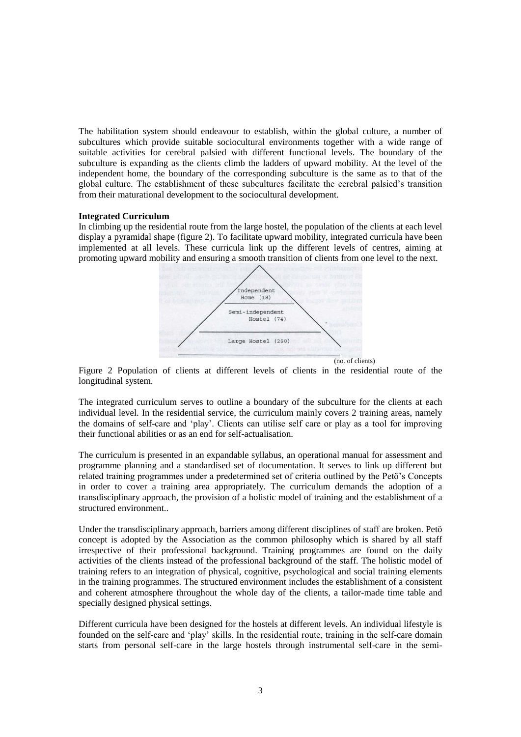The habilitation system should endeavour to establish, within the global culture, a number of subcultures which provide suitable sociocultural environments together with a wide range of suitable activities for cerebral palsied with different functional levels. The boundary of the subculture is expanding as the clients climb the ladders of upward mobility. At the level of the independent home, the boundary of the corresponding subculture is the same as to that of the global culture. The establishment of these subcultures facilitate the cerebral palsied's transition from their maturational development to the sociocultural development.

**Integrated Curriculum**

In climbing up the residential route from the large hostel, the population of the clients at each level display a pyramidal shape (figure 2). To facilitate upward mobility, integrated curricula have been implemented at all levels. These curricula link up the different levels of centres, aiming at promoting upward mobility and ensuring a smooth transition of clients from one level to the next.

```
Independent
Home (18)

Semi-independent
Hostel (74)

Large Hostel (250)
                                  (no. of clients)
```

Figure 2 Population of clients at different levels of clients in the residential route of the longitudinal system.

The integrated curriculum serves to outline a boundary of the subculture for the clients at each individual level. In the residential service, the curriculum mainly covers 2 training areas, namely the domains of self-care and 'play'. Clients can utilise self care or play as a tool for improving their functional abilities or as an end for self-actualisation.

The curriculum is presented in an expandable syllabus, an operational manual for assessment and programme planning and a standardised set of documentation. It serves to link up different but related training programmes under a predetermined set of criteria outlined by the Petö's Concepts in order to cover a training area appropriately. The curriculum demands the adoption of a transdisciplinary approach, the provision of a holistic model of training and the establishment of a structured environment..

Under the transdisciplinary approach, barriers among different disciplines of staff are broken. Petö concept is adopted by the Association as the common philosophy which is shared by all staff irrespective of their professional background. Training programmes are found on the daily activities of the clients instead of the professional background of the staff. The holistic model of training refers to an integration of physical, cognitive, psychological and social training elements in the training programmes. The structured environment includes the establishment of a consistent and coherent atmosphere throughout the whole day of the clients, a tailor-made time table and specially designed physical settings.

Different curricula have been designed for the hostels at different levels. An individual lifestyle is founded on the self-care and 'play' skills. In the residential route, training in the self-care domain starts from personal self-care in the large hostels through instrumental self-care in the semi-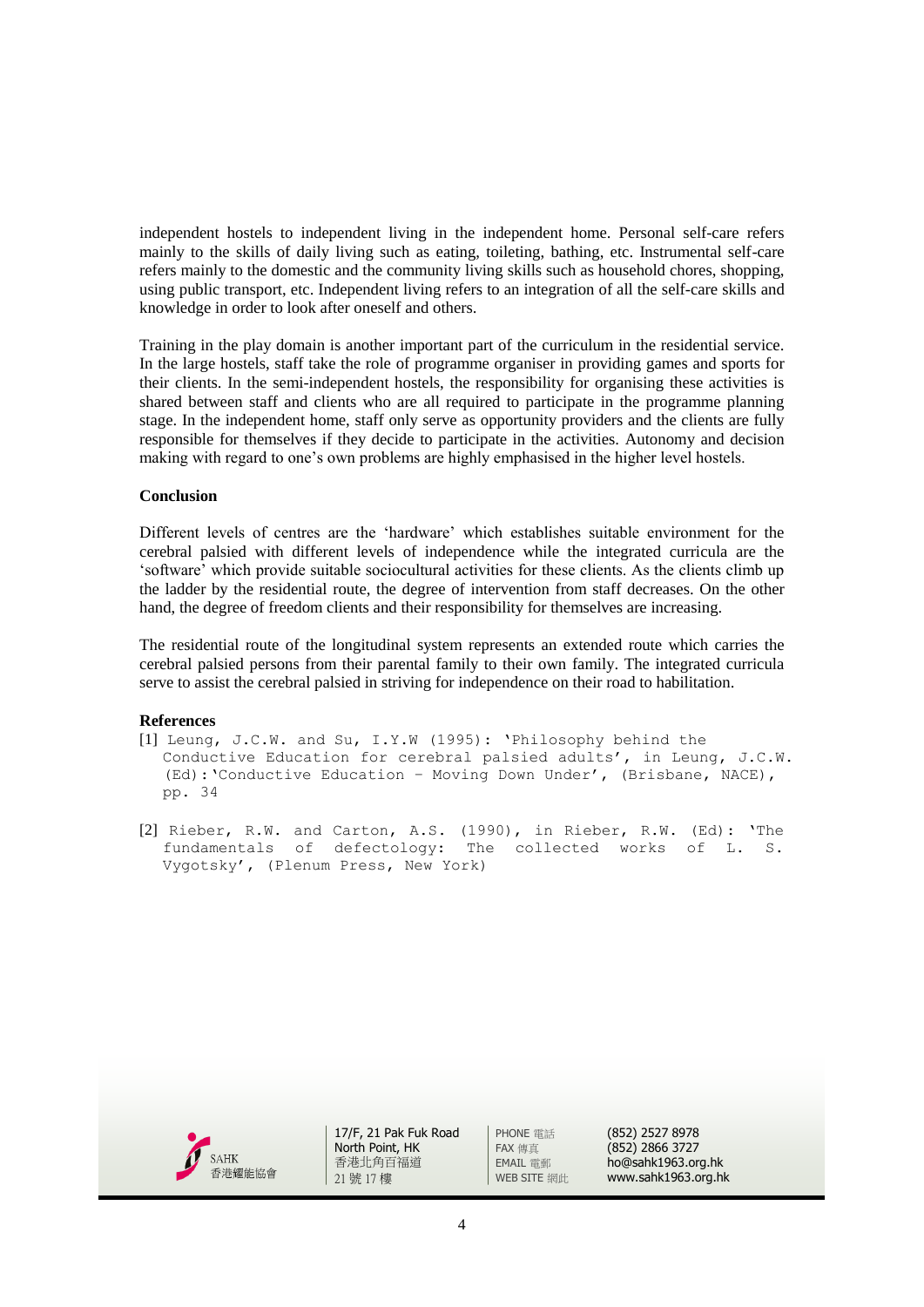independent hostels to independent living in the independent home. Personal self-care refers mainly to the skills of daily living such as eating, toileting, bathing, etc. Instrumental self-care refers mainly to the domestic and the community living skills such as household chores, shopping, using public transport, etc. Independent living refers to an integration of all the self-care skills and knowledge in order to look after oneself and others.

Training in the play domain is another important part of the curriculum in the residential service. In the large hostels, staff take the role of programme organiser in providing games and sports for their clients. In the semi-independent hostels, the responsibility for organising these activities is shared between staff and clients who are all required to participate in the programme planning stage. In the independent home, staff only serve as opportunity providers and the clients are fully responsible for themselves if they decide to participate in the activities. Autonomy and decision making with regard to one's own problems are highly emphasised in the higher level hostels.

**Conclusion**

Different levels of centres are the 'hardware' which establishes suitable environment for the cerebral palsied with different levels of independence while the integrated curricula are the 'software' which provide suitable sociocultural activities for these clients. As the clients climb up the ladder by the residential route, the degree of intervention from staff decreases. On the other hand, the degree of freedom clients and their responsibility for themselves are increasing.

The residential route of the longitudinal system represents an extended route which carries the cerebral palsied persons from their parental family to their own family. The integrated curricula serve to assist the cerebral palsied in striving for independence on their road to habilitation.

**References**

[1] Leung, J.C.W. and Su, I.Y.W (1995): 'Philosophy behind the Conductive Education for cerebral palsied adults', in Leung, J.C.W. (Ed):'Conductive Education – Moving Down Under', (Brisbane, NACE), pp. 34

[2] Rieber, R.W. and Carton, A.S. (1990), in Rieber, R.W. (Ed): 'The fundamentals of defectology: The collected works of L. S. Vygotsky', (Plenum Press, New York)